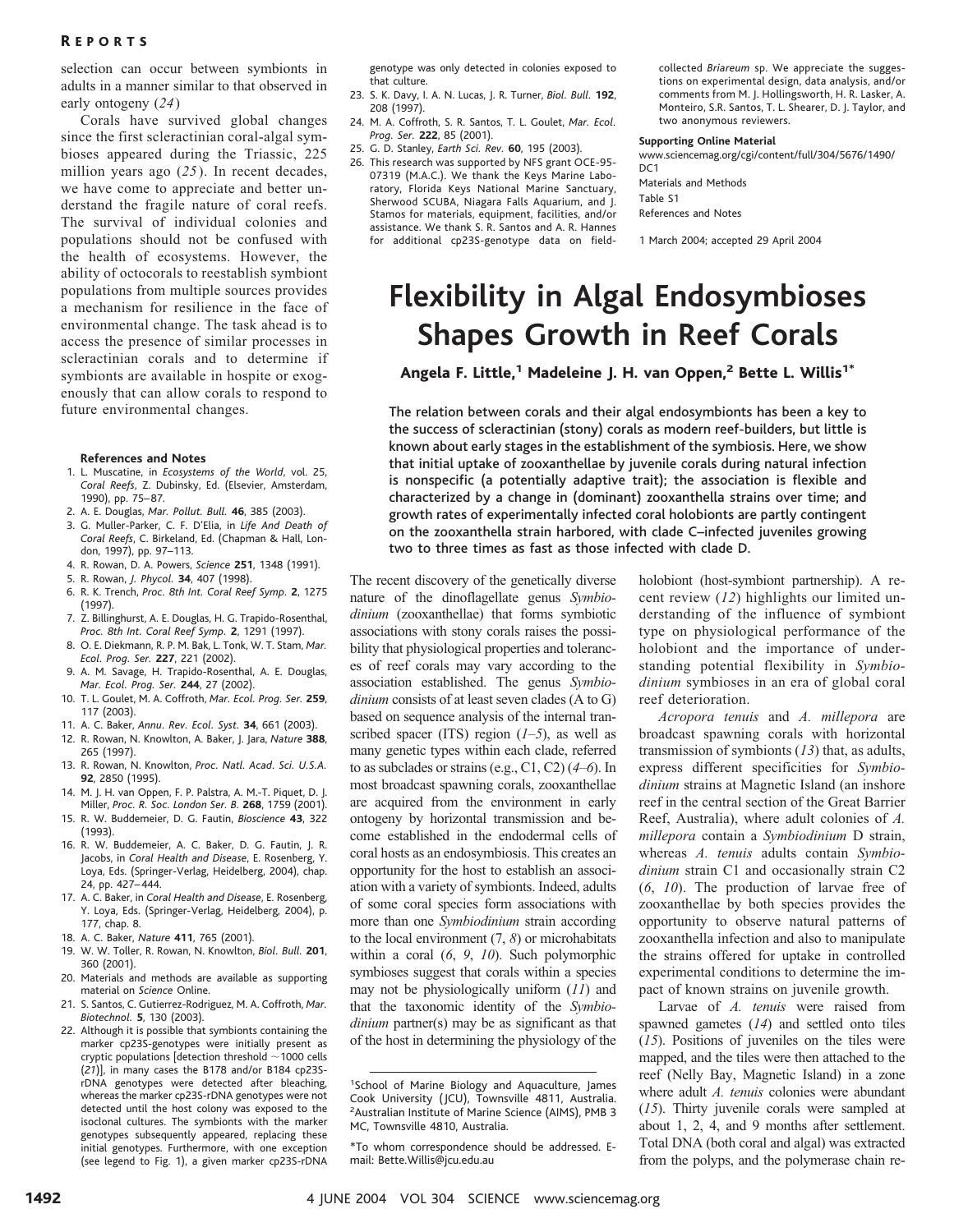selection can occur between symbionts in adults in a manner similar to that observed in early ontogeny (*24*)

Corals have survived global changes since the first scleractinian coral-algal symbioses appeared during the Triassic, 225 million years ago (*25*). In recent decades, we have come to appreciate and better understand the fragile nature of coral reefs. The survival of individual colonies and populations should not be confused with the health of ecosystems. However, the ability of octocorals to reestablish symbiont populations from multiple sources provides a mechanism for resilience in the face of environmental change. The task ahead is to access the presence of similar processes in scleractinian corals and to determine if symbionts are available in hospite or exogenously that can allow corals to respond to future environmental changes.

**References and Notes**

1. L. Muscatine, in *Ecosystems of the World*, vol. 25, *Coral Reefs*, Z. Dubinsky, Ed. (Elsevier, Amsterdam, 1990), pp. 75–87.
2. A. E. Douglas, *Mar. Pollut. Bull.* **46**, 385 (2003).
3. G. Muller-Parker, C. F. D'Elia, in *Life And Death of Coral Reefs*, C. Birkeland, Ed. (Chapman & Hall, London, 1997), pp. 97–113.
4. R. Rowan, D. A. Powers, *Science* **251**, 1348 (1991).
5. R. Rowan, *J. Phycol.* **34**, 407 (1998).
6. R. K. Trench, *Proc. 8th Int. Coral Reef Symp.* **2**, 1275 (1997).
7. Z. Billinghurst, A. E. Douglas, H. G. Trapido-Rosenthal, *Proc. 8th Int. Coral Reef Symp.* **2**, 1291 (1997).
8. O. E. Diekmann, R. P. M. Bak, L. Tonk, W. T. Stam, *Mar. Ecol. Prog. Ser.* **227**, 221 (2002).
9. A. M. Savage, H. Trapido-Rosenthal, A. E. Douglas, *Mar. Ecol. Prog. Ser.* **244**, 27 (2002).
10. T. L. Goulet, M. A. Coffroth, *Mar. Ecol. Prog. Ser.* **259**, 117 (2003).
11. A. C. Baker, *Annu. Rev. Ecol. Syst.* **34**, 661 (2003).
12. R. Rowan, N. Knowlton, A. Baker, J. Jara, *Nature* **388**, 265 (1997).
13. R. Rowan, N. Knowlton, *Proc. Natl. Acad. Sci. U.S.A.* **92**, 2850 (1995).
14. M. J. H. van Oppen, F. P. Palstra, A. M.-T. Piquet, D. J. Miller, *Proc. R. Soc. London Ser. B.* **268**, 1759 (2001).
15. R. W. Buddemeier, D. G. Fautin, *Bioscience* **43**, 322 (1993).
16. R. W. Buddemeier, A. C. Baker, D. G. Fautin, J. R. Jacobs, in *Coral Health and Disease*, E. Rosenberg, Y. Loya, Eds. (Springer-Verlag, Heidelberg, 2004), chap. 24, pp. 427–444.
17. A. C. Baker, in *Coral Health and Disease*, E. Rosenberg, Y. Loya, Eds. (Springer-Verlag, Heidelberg, 2004), p. 177, chap. 8.
18. A. C. Baker, *Nature* **411**, 765 (2001).
19. W. W. Toller, R. Rowan, N. Knowlton, *Biol. Bull.* **201**, 360 (2001).
20. Materials and methods are available as supporting material on *Science* Online.
21. S. Santos, C. Gutierrez-Rodriguez, M. A. Coffroth, *Mar. Biotechnol.* **5**, 130 (2003).
22. Although it is possible that symbionts containing the marker cp23S-genotypes were initially present as cryptic populations [detection threshold ~1000 cells (*21*)], in many cases the B178 and/or B184 cp23S-rDNA genotypes were detected after bleaching, whereas the marker cp23S-rDNA genotypes were not detected until the host colony was exposed to the isoclonal cultures. The symbionts with the marker genotypes subsequently appeared, replacing these initial genotypes. Furthermore, with one exception (see legend to Fig. 1), a given marker cp23S-rDNA genotype was only detected in colonies exposed to that culture.
23. S. K. Davy, I. A. N. Lucas, J. R. Turner, *Biol. Bull.* **192**, 208 (1997).
24. M. A. Coffroth, S. R. Santos, T. L. Goulet, *Mar. Ecol. Prog. Ser.* **222**, 85 (2001).
25. G. D. Stanley, *Earth Sci. Rev.* **60**, 195 (2003).
26. This research was supported by NFS grant OCE-95-07319 (M.A.C.). We thank the Keys Marine Laboratory, Florida Keys National Marine Sanctuary, Sherwood SCUBA, Niagara Falls Aquarium, and J. Stamos for materials, equipment, facilities, and/or assistance. We thank S. R. Santos and A. R. Hannes for additional cp23S-genotype data on field-collected *Briareum* sp. We appreciate the suggestions on experimental design, data analysis, and/or comments from M. J. Hollingsworth, H. R. Lasker, A. Monteiro, S.R. Santos, T. L. Shearer, D. J. Taylor, and two anonymous reviewers.

**Supporting Online Material**

www.sciencemag.org/cgi/content/full/304/5676/1490/DC1
Materials and Methods
Table S1
References and Notes

1 March 2004; accepted 29 April 2004

# Flexibility in Algal Endosymbioses Shapes Growth in Reef Corals

**Angela F. Little,[1] Madeleine J. H. van Oppen,[2] Bette L. Willis[1*]**

**The relation between corals and their algal endosymbionts has been a key to the success of scleractinian (stony) corals as modern reef-builders, but little is known about early stages in the establishment of the symbiosis. Here, we show that initial uptake of zooxanthellae by juvenile corals during natural infection is nonspecific (a potentially adaptive trait); the association is flexible and characterized by a change in (dominant) zooxanthella strains over time; and growth rates of experimentally infected coral holobionts are partly contingent on the zooxanthella strain harbored, with clade C–infected juveniles growing two to three times as fast as those infected with clade D.**

The recent discovery of the genetically diverse nature of the dinoflagellate genus *Symbiodinium* (zooxanthellae) that forms symbiotic associations with stony corals raises the possibility that physiological properties and tolerances of reef corals may vary according to the association established. The genus *Symbiodinium* consists of at least seven clades (A to G) based on sequence analysis of the internal transcribed spacer (ITS) region (*1–5*), as well as many genetic types within each clade, referred to as subclades or strains (e.g., C1, C2) (*4–6*). In most broadcast spawning corals, zooxanthellae are acquired from the environment in early ontogeny by horizontal transmission and become established in the endodermal cells of coral hosts as an endosymbiosis. This creates an opportunity for the host to establish an association with a variety of symbionts. Indeed, adults of some coral species form associations with more than one *Symbiodinium* strain according to the local environment (*7*, *8*) or microhabitats within a coral (*6*, *9*, *10*). Such polymorphic symbioses suggest that corals within a species may not be physiologically uniform (*11*) and that the taxonomic identity of the *Symbiodinium* partner(s) may be as significant as that of the host in determining the physiology of the holobiont (host-symbiont partnership). A recent review (*12*) highlights our limited understanding of the influence of symbiont type on physiological performance of the holobiont and the importance of understanding potential flexibility in *Symbiodinium* symbioses in an era of global coral reef deterioration.

*Acropora tenuis* and *A. millepora* are broadcast spawning corals with horizontal transmission of symbionts (*13*) that, as adults, express different specificities for *Symbiodinium* strains at Magnetic Island (an inshore reef in the central section of the Great Barrier Reef, Australia), where adult colonies of *A. millepora* contain a *Symbiodinium* D strain, whereas *A. tenuis* adults contain *Symbiodinium* strain C1 and occasionally strain C2 (*6*, *10*). The production of larvae free of zooxanthellae by both species provides the opportunity to observe natural patterns of zooxanthella infection and also to manipulate the strains offered for uptake in controlled experimental conditions to determine the impact of known strains on juvenile growth.

Larvae of *A. tenuis* were raised from spawned gametes (*14*) and settled onto tiles (*15*). Positions of juveniles on the tiles were mapped, and the tiles were then attached to the reef (Nelly Bay, Magnetic Island) in a zone where adult *A. tenuis* colonies were abundant (*15*). Thirty juvenile corals were sampled at about 1, 2, 4, and 9 months after settlement. Total DNA (both coral and algal) was extracted from the polyps, and the polymerase chain re-

[1]School of Marine Biology and Aquaculture, James Cook University (JCU), Townsville 4811, Australia. [2]Australian Institute of Marine Science (AIMS), PMB 3 MC, Townsville 4810, Australia.

*To whom correspondence should be addressed. E-mail: Bette.Willis@jcu.edu.au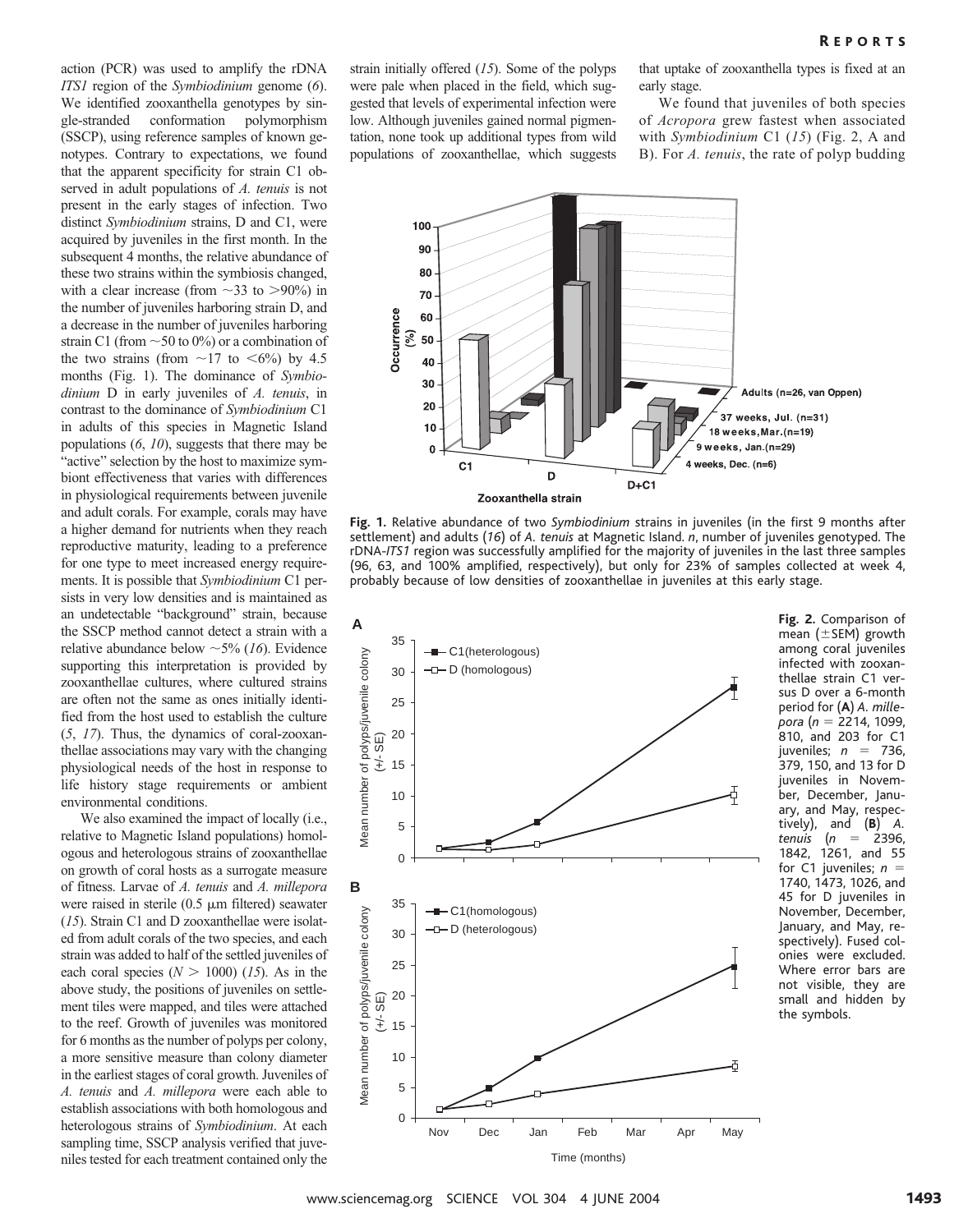action (PCR) was used to amplify the rDNA *ITS1* region of the *Symbiodinium* genome (*6*). We identified zooxanthella genotypes by single-stranded conformation polymorphism (SSCP), using reference samples of known genotypes. Contrary to expectations, we found that the apparent specificity for strain C1 observed in adult populations of *A. tenuis* is not present in the early stages of infection. Two distinct *Symbiodinium* strains, D and C1, were acquired by juveniles in the first month. In the subsequent 4 months, the relative abundance of these two strains within the symbiosis changed, with a clear increase (from ~33 to >90%) in the number of juveniles harboring strain D, and a decrease in the number of juveniles harboring strain C1 (from ~50 to 0%) or a combination of the two strains (from ~17 to <6%) by 4.5 months (Fig. 1). The dominance of *Symbiodinium* D in early juveniles of *A. tenuis*, in contrast to the dominance of *Symbiodinium* C1 in adults of this species in Magnetic Island populations (*6*, *10*), suggests that there may be "active" selection by the host to maximize symbiont effectiveness that varies with differences in physiological requirements between juvenile and adult corals. For example, corals may have a higher demand for nutrients when they reach reproductive maturity, leading to a preference for one type to meet increased energy requirements. It is possible that *Symbiodinium* C1 persists in very low densities and is maintained as an undetectable "background" strain, because the SSCP method cannot detect a strain with a relative abundance below ~5% (*16*). Evidence supporting this interpretation is provided by zooxanthellae cultures, where cultured strains are often not the same as ones initially identified from the host used to establish the culture (*5*, *17*). Thus, the dynamics of coral-zooxanthellae associations may vary with the changing physiological needs of the host in response to life history stage requirements or ambient environmental conditions.

We also examined the impact of locally (i.e., relative to Magnetic Island populations) homologous and heterologous strains of zooxanthellae on growth of coral hosts as a surrogate measure of fitness. Larvae of *A. tenuis* and *A. millepora* were raised in sterile (0.5 μm filtered) seawater (*15*). Strain C1 and D zooxanthellae were isolated from adult corals of the two species, and each strain was added to half of the settled juveniles of each coral species ($N > 1000$) (*15*). As in the above study, the positions of juveniles on settlement tiles were mapped, and tiles were attached to the reef. Growth of juveniles was monitored for 6 months as the number of polyps per colony, a more sensitive measure than colony diameter in the earliest stages of coral growth. Juveniles of *A. tenuis* and *A. millepora* were each able to establish associations with both homologous and heterologous strains of *Symbiodinium*. At each sampling time, SSCP analysis verified that juveniles tested for each treatment contained only the strain initially offered (*15*). Some of the polyps were pale when placed in the field, which suggested that levels of experimental infection were low. Although juveniles gained normal pigmentation, none took up additional types from wild populations of zooxanthellae, which suggests that uptake of zooxanthella types is fixed at an early stage.

We found that juveniles of both species of *Acropora* grew fastest when associated with *Symbiodinium* C1 (*15*) (Fig. 2, A and B). For *A. tenuis*, the rate of polyp budding

**Fig. 1.** Relative abundance of two *Symbiodinium* strains in juveniles (in the first 9 months after settlement) and adults (*16*) of *A. tenuis* at Magnetic Island. *n*, number of juveniles genotyped. The rDNA-*ITS1* region was successfully amplified for the majority of juveniles in the last three samples (96, 63, and 100% amplified, respectively), but only for 23% of samples collected at week 4, probably because of low densities of zooxanthellae in juveniles at this early stage.

**Fig. 2.** Comparison of mean (±SEM) growth among coral juveniles infected with zooxanthellae strain C1 versus D over a 6-month period for (**A**) *A. millepora* ($n$ = 2214, 1099, 810, and 203 for C1 juveniles; $n$ = 736, 379, 150, and 13 for D juveniles in November, December, January, and May, respectively), and (**B**) *A. tenuis* ($n$ = 2396, 1842, 1261, and 55 for C1 juveniles; $n$ = 1740, 1473, 1026, and 45 for D juveniles in November, December, January, and May, respectively). Fused colonies were excluded. Where error bars are not visible, they are small and hidden by the symbols.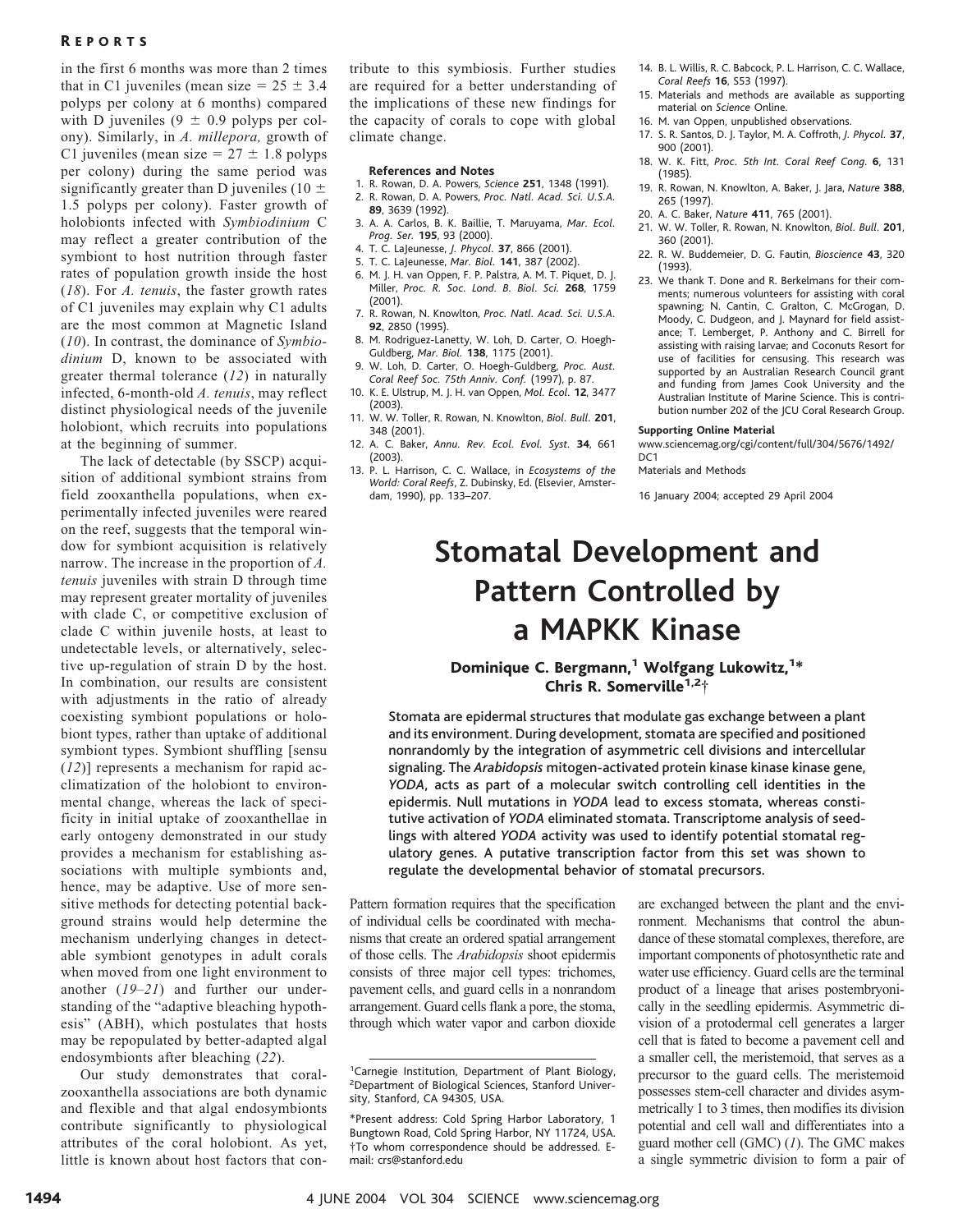in the first 6 months was more than 2 times that in C1 juveniles (mean size = 25 ± 3.4 polyps per colony at 6 months) compared with D juveniles (9 ± 0.9 polyps per colony). Similarly, in *A. millepora,* growth of C1 juveniles (mean size = 27 ± 1.8 polyps per colony) during the same period was significantly greater than D juveniles (10 ± 1.5 polyps per colony). Faster growth of holobionts infected with *Symbiodinium* C may reflect a greater contribution of the symbiont to host nutrition through faster rates of population growth inside the host (*18*). For *A. tenuis*, the faster growth rates of C1 juveniles may explain why C1 adults are the most common at Magnetic Island (*10*). In contrast, the dominance of *Symbiodinium* D, known to be associated with greater thermal tolerance (*12*) in naturally infected, 6-month-old *A. tenuis*, may reflect distinct physiological needs of the juvenile holobiont, which recruits into populations at the beginning of summer.

The lack of detectable (by SSCP) acquisition of additional symbiont strains from field zooxanthella populations, when experimentally infected juveniles were reared on the reef, suggests that the temporal window for symbiont acquisition is relatively narrow. The increase in the proportion of *A. tenuis* juveniles with strain D through time may represent greater mortality of juveniles with clade C, or competitive exclusion of clade C within juvenile hosts, at least to undetectable levels, or alternatively, selective up-regulation of strain D by the host. In combination, our results are consistent with adjustments in the ratio of already coexisting symbiont populations or holobiont types, rather than uptake of additional symbiont types. Symbiont shuffling [sensu (*12*)] represents a mechanism for rapid acclimatization of the holobiont to environmental change, whereas the lack of specificity in initial uptake of zooxanthellae in early ontogeny demonstrated in our study provides a mechanism for establishing associations with multiple symbionts and, hence, may be adaptive. Use of more sensitive methods for detecting potential background strains would help determine the mechanism underlying changes in detectable symbiont genotypes in adult corals when moved from one light environment to another (*19–21*) and further our understanding of the "adaptive bleaching hypothesis" (ABH), which postulates that hosts may be repopulated by better-adapted algal endosymbionts after bleaching (*22*).

Our study demonstrates that coral-zooxanthella associations are both dynamic and flexible and that algal endosymbionts contribute significantly to physiological attributes of the coral holobiont. As yet, little is known about host factors that contribute to this symbiosis. Further studies are required for a better understanding of the implications of these new findings for the capacity of corals to cope with global climate change.

### References and Notes

1. R. Rowan, D. A. Powers, *Science* **251**, 1348 (1991).
2. R. Rowan, D. A. Powers, *Proc. Natl. Acad. Sci. U.S.A.* **89**, 3639 (1992).
3. A. A. Carlos, B. K. Baillie, T. Maruyama, *Mar. Ecol. Prog. Ser.* **195**, 93 (2000).
4. T. C. LaJeunesse, *J. Phycol.* **37**, 866 (2001).
5. T. C. LaJeunesse, *Mar. Biol.* **141**, 387 (2002).
6. M. J. H. van Oppen, F. P. Palstra, A. M. T. Piquet, D. J. Miller, *Proc. R. Soc. Lond. B. Biol. Sci.* **268**, 1759 (2001).
7. R. Rowan, N. Knowlton, *Proc. Natl. Acad. Sci. U.S.A.* **92**, 2850 (1995).
8. M. Rodriguez-Lanetty, W. Loh, D. Carter, O. Hoegh-Guldberg, *Mar. Biol.* **138**, 1175 (2001).
9. W. Loh, D. Carter, O. Hoegh-Guldberg, *Proc. Aust. Coral Reef Soc. 75th Anniv. Conf.* (1997), p. 87.
10. K. E. Ulstrup, M. J. H. van Oppen, *Mol. Ecol.* **12**, 3477 (2003).
11. W. W. Toller, R. Rowan, N. Knowlton, *Biol. Bull.* **201**, 348 (2001).
12. A. C. Baker, *Annu. Rev. Ecol. Evol. Syst.* **34**, 661 (2003).
13. P. L. Harrison, C. C. Wallace, in *Ecosystems of the World: Coral Reefs*, Z. Dubinsky, Ed. (Elsevier, Amsterdam, 1990), pp. 133–207.
14. B. L. Willis, R. C. Babcock, P. L. Harrison, C. C. Wallace, *Coral Reefs* **16**, S53 (1997).
15. Materials and methods are available as supporting material on *Science* Online.
16. M. van Oppen, unpublished observations.
17. S. R. Santos, D. J. Taylor, M. A. Coffroth, *J. Phycol.* **37**, 900 (2001).
18. W. K. Fitt, *Proc. 5th Int. Coral Reef Cong.* **6**, 131 (1985).
19. R. Rowan, N. Knowlton, A. Baker, J. Jara, *Nature* **388**, 265 (1997).
20. A. C. Baker, *Nature* **411**, 765 (2001).
21. W. W. Toller, R. Rowan, N. Knowlton, *Biol. Bull.* **201**, 360 (2001).
22. R. W. Buddemeier, D. G. Fautin, *Bioscience* **43**, 320 (1993).
23. We thank T. Done and R. Berkelmans for their comments; numerous volunteers for assisting with coral spawning; N. Cantin, C. Gralton, C. McGrogan, D. Moody, C. Dudgeon, and J. Maynard for field assistance; T. Lemberget, P. Anthony and C. Birrell for assisting with raising larvae; and Coconuts Resort for use of facilities for censusing. This research was supported by an Australian Research Council grant and funding from James Cook University and the Australian Institute of Marine Science. This is contribution number 202 of the JCU Coral Research Group.

**Supporting Online Material**

www.sciencemag.org/cgi/content/full/304/5676/1492/DC1

Materials and Methods

16 January 2004; accepted 29 April 2004

# Stomatal Development and Pattern Controlled by a MAPKK Kinase

**Dominique C. Bergmann,[1] Wolfgang Lukowitz,[1]\* Chris R. Somerville[1,2]†**

**Stomata are epidermal structures that modulate gas exchange between a plant and its environment. During development, stomata are specified and positioned nonrandomly by the integration of asymmetric cell divisions and intercellular signaling. The *Arabidopsis* mitogen-activated protein kinase kinase kinase gene, *YODA*, acts as part of a molecular switch controlling cell identities in the epidermis. Null mutations in *YODA* lead to excess stomata, whereas constitutive activation of *YODA* eliminated stomata. Transcriptome analysis of seedlings with altered *YODA* activity was used to identify potential stomatal regulatory genes. A putative transcription factor from this set was shown to regulate the developmental behavior of stomatal precursors.**

Pattern formation requires that the specification of individual cells be coordinated with mechanisms that create an ordered spatial arrangement of those cells. The *Arabidopsis* shoot epidermis consists of three major cell types: trichomes, pavement cells, and guard cells in a nonrandom arrangement. Guard cells flank a pore, the stoma, through which water vapor and carbon dioxide are exchanged between the plant and the environment. Mechanisms that control the abundance of these stomatal complexes, therefore, are important components of photosynthetic rate and water use efficiency. Guard cells are the terminal product of a lineage that arises postembryonically in the seedling epidermis. Asymmetric division of a protodermal cell generates a larger cell that is fated to become a pavement cell and a smaller cell, the meristemoid, that serves as a precursor to the guard cells. The meristemoid possesses stem-cell character and divides asymmetrically 1 to 3 times, then modifies its division potential and cell wall and differentiates into a guard mother cell (GMC) (*1*). The GMC makes a single symmetric division to form a pair of

[1]Carnegie Institution, Department of Plant Biology, [2]Department of Biological Sciences, Stanford University, Stanford, CA 94305, USA.

\*Present address: Cold Spring Harbor Laboratory, 1 Bungtown Road, Cold Spring Harbor, NY 11724, USA.
†To whom correspondence should be addressed. E-mail: crs@stanford.edu